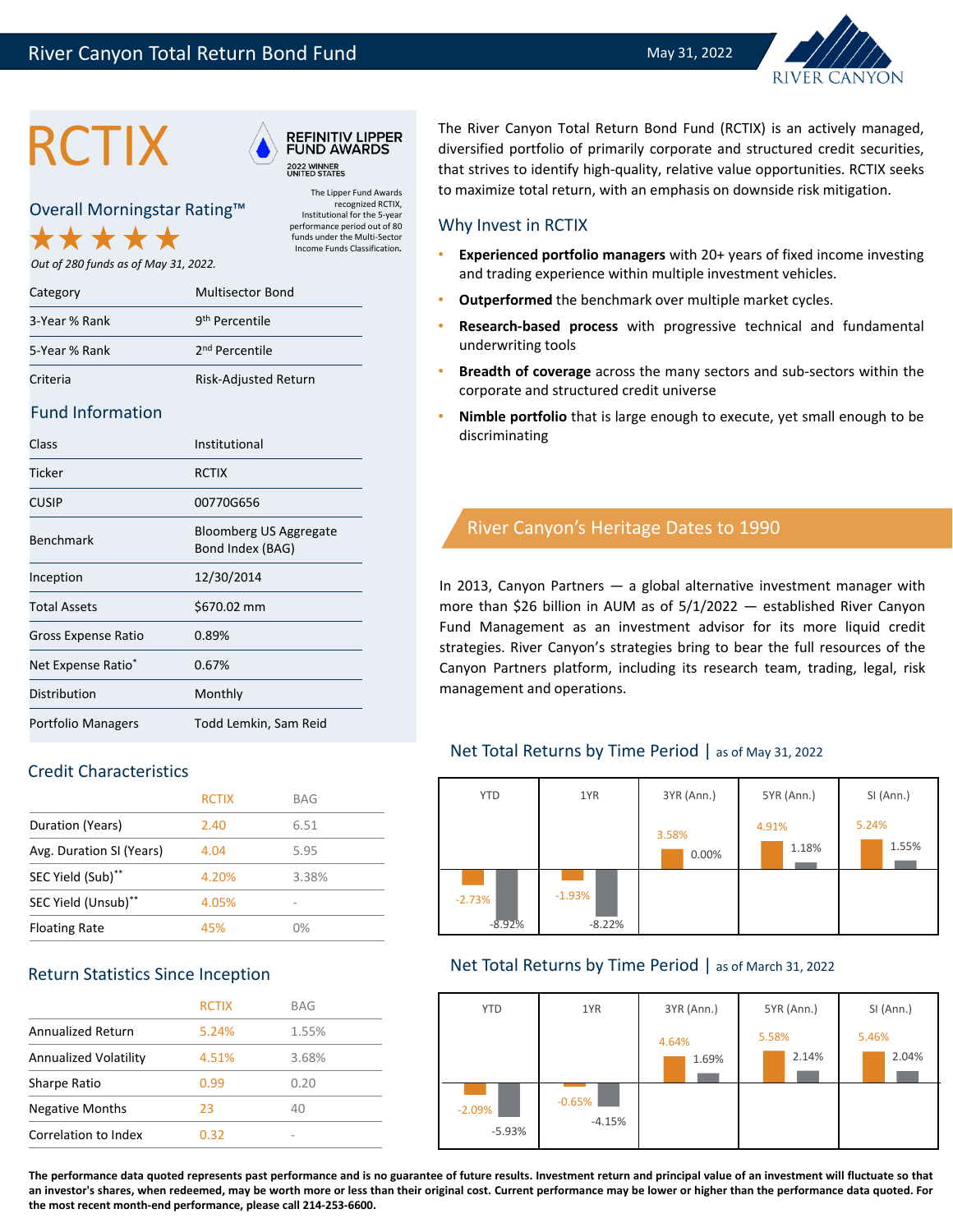# River Canyon Total Return Bond Fund

May 31, 2022

# RCTIX

**REFINITIV LIPPER FUND AWARDS**
2022 WINNER
UNITED STATES

The Lipper Fund Awards recognized RCTIX, Institutional for the 5-year performance period out of 80 funds under the Multi-Sector Income Funds Classification.

## Overall Morningstar Rating™

★★★★★

*Out of 280 funds as of May 31, 2022.*

| | |
|---|---|
| Category | Multisector Bond |
| 3-Year % Rank | 9th Percentile |
| 5-Year % Rank | 2nd Percentile |
| Criteria | Risk-Adjusted Return |

## Fund Information

| | |
|---|---|
| Class | Institutional |
| Ticker | RCTIX |
| CUSIP | 00770G656 |
| Benchmark | Bloomberg US Aggregate Bond Index (BAG) |
| Inception | 12/30/2014 |
| Total Assets | $670.02 mm |
| Gross Expense Ratio | 0.89% |
| Net Expense Ratio* | 0.67% |
| Distribution | Monthly |
| Portfolio Managers | Todd Lemkin, Sam Reid |

## Credit Characteristics

| | RCTIX | BAG |
|---|---|---|
| Duration (Years) | 2.40 | 6.51 |
| Avg. Duration SI (Years) | 4.04 | 5.95 |
| SEC Yield (Sub)** | 4.20% | 3.38% |
| SEC Yield (Unsub)** | 4.05% | - |
| Floating Rate | 45% | 0% |

## Return Statistics Since Inception

| | RCTIX | BAG |
|---|---|---|
| Annualized Return | 5.24% | 1.55% |
| Annualized Volatility | 4.51% | 3.68% |
| Sharpe Ratio | 0.99 | 0.20 |
| Negative Months | 23 | 40 |
| Correlation to Index | 0.32 | - |

The River Canyon Total Return Bond Fund (RCTIX) is an actively managed, diversified portfolio of primarily corporate and structured credit securities, that strives to identify high-quality, relative value opportunities. RCTIX seeks to maximize total return, with an emphasis on downside risk mitigation.

## Why Invest in RCTIX

- **Experienced portfolio managers** with 20+ years of fixed income investing and trading experience within multiple investment vehicles.
- **Outperformed** the benchmark over multiple market cycles.
- **Research-based process** with progressive technical and fundamental underwriting tools
- **Breadth of coverage** across the many sectors and sub-sectors within the corporate and structured credit universe
- **Nimble portfolio** that is large enough to execute, yet small enough to be discriminating

## River Canyon's Heritage Dates to 1990

In 2013, Canyon Partners — a global alternative investment manager with more than $26 billion in AUM as of 5/1/2022 — established River Canyon Fund Management as an investment advisor for its more liquid credit strategies. River Canyon's strategies bring to bear the full resources of the Canyon Partners platform, including its research team, trading, legal, risk management and operations.

## Net Total Returns by Time Period | as of May 31, 2022

| | YTD | 1YR | 3YR (Ann.) | 5YR (Ann.) | SI (Ann.) |
|---|---|---|---|---|---|
| RCTIX | -2.73% | -1.93% | 3.58% | 4.91% | 5.24% |
| BAG | -8.92% | -8.22% | 0.00% | 1.18% | 1.55% |

## Net Total Returns by Time Period | as of March 31, 2022

| | YTD | 1YR | 3YR (Ann.) | 5YR (Ann.) | SI (Ann.) |
|---|---|---|---|---|---|
| RCTIX | -2.09% | -0.65% | 4.64% | 5.58% | 5.46% |
| BAG | -5.93% | -4.15% | 1.69% | 2.14% | 2.04% |

**The performance data quoted represents past performance and is no guarantee of future results. Investment return and principal value of an investment will fluctuate so that an investor's shares, when redeemed, may be worth more or less than their original cost. Current performance may be lower or higher than the performance data quoted. For the most recent month-end performance, please call 214-253-6600.**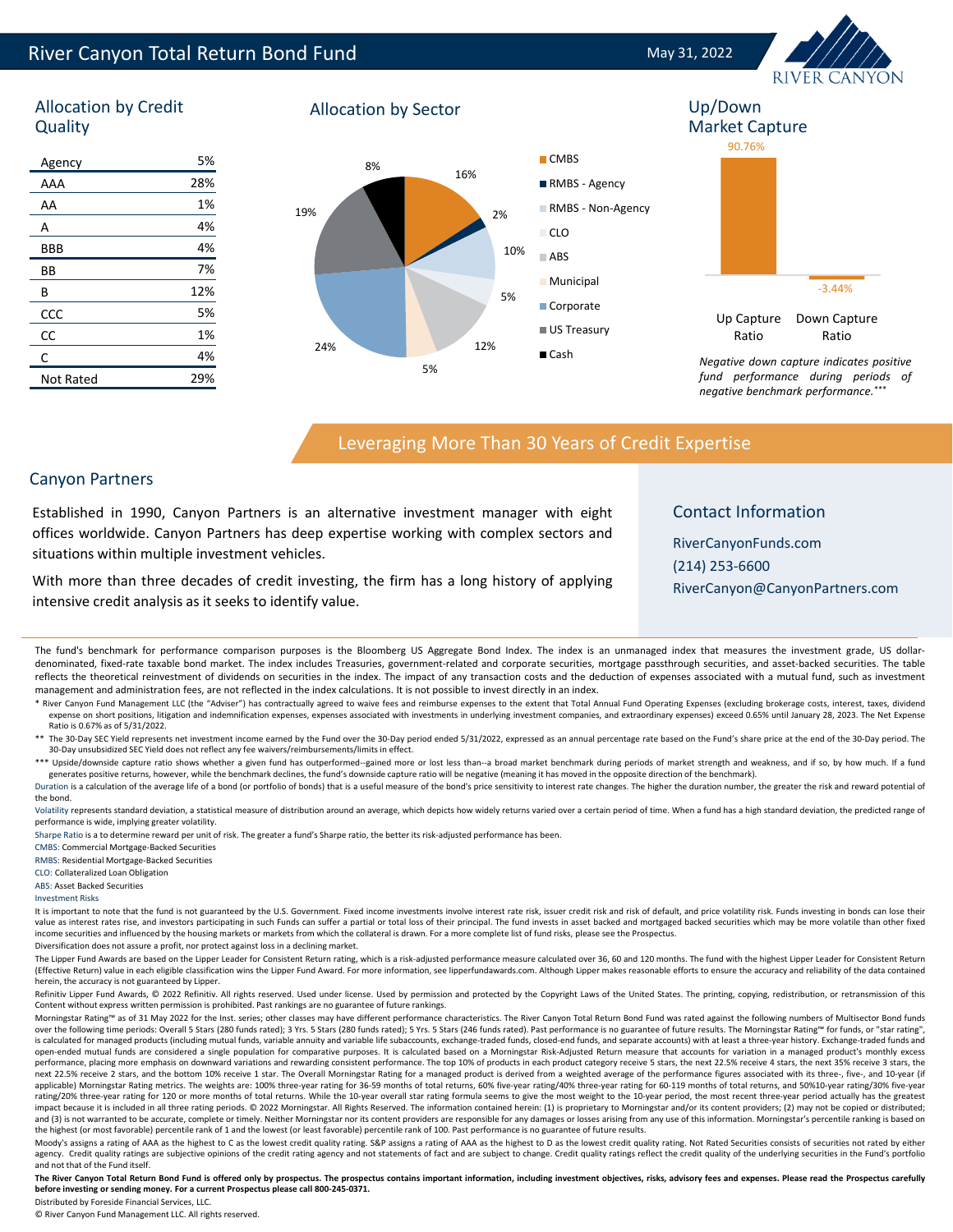# River Canyon Total Return Bond Fund

May 31, 2022

## Allocation by Credit Quality

| | |
|---|---|
| Agency | 5% |
| AAA | 28% |
| AA | 1% |
| A | 4% |
| BBB | 4% |
| BB | 7% |
| B | 12% |
| CCC | 5% |
| CC | 1% |
| C | 4% |
| Not Rated | 29% |

## Allocation by Sector

16%
2%
10%
5%
12%
5%
24%
19%
8%

CMBS
RMBS - Agency
RMBS - Non-Agency
CLO
ABS
Municipal
Corporate
US Treasury
Cash

## Up/Down Market Capture

90.76%
-3.44%
Up Capture Ratio
Down Capture Ratio

*Negative down capture indicates positive fund performance during periods of negative benchmark performance.****

## Leveraging More Than 30 Years of Credit Expertise

### Canyon Partners

Established in 1990, Canyon Partners is an alternative investment manager with eight offices worldwide. Canyon Partners has deep expertise working with complex sectors and situations within multiple investment vehicles.

With more than three decades of credit investing, the firm has a long history of applying intensive credit analysis as it seeks to identify value.

### Contact Information

RiverCanyonFunds.com
(214) 253-6600
RiverCanyon@CanyonPartners.com

The fund's benchmark for performance comparison purposes is the Bloomberg US Aggregate Bond Index. The index is an unmanaged index that measures the investment grade, US dollar-denominated, fixed-rate taxable bond market. The index includes Treasuries, government-related and corporate securities, mortgage passthrough securities, and asset-backed securities. The table reflects the theoretical reinvestment of dividends on securities in the index. The impact of any transaction costs and the deduction of expenses associated with a mutual fund, such as investment management and administration fees, are not reflected in the index calculations. It is not possible to invest directly in an index.

\* River Canyon Fund Management LLC (the "Adviser") has contractually agreed to waive fees and reimburse expenses to the extent that Total Annual Fund Operating Expenses (excluding brokerage costs, interest, taxes, dividend expense on short positions, litigation and indemnification expenses, expenses associated with investments in underlying investment companies, and extraordinary expenses) exceed 0.65% until January 28, 2023. The Net Expense Ratio is 0.67% as of 5/31/2022.

\** The 30-Day SEC Yield represents net investment income earned by the Fund over the 30-Day period ended 5/31/2022, expressed as an annual percentage rate based on the Fund's share price at the end of the 30-Day period. The 30-Day unsubsidized SEC Yield does not reflect any fee waivers/reimbursements/limits in effect.

\*** Upside/downside capture ratio shows whether a given fund has outperformed--gained more or lost less than--a broad market benchmark during periods of market strength and weakness, and if so, by how much. If a fund generates positive returns, however, while the benchmark declines, the fund's downside capture ratio will be negative (meaning it has moved in the opposite direction of the benchmark).

Duration is a calculation of the average life of a bond (or portfolio of bonds) that is a useful measure of the bond's price sensitivity to interest rate changes. The higher the duration number, the greater the risk and reward potential of the bond.

Volatility represents standard deviation, a statistical measure of distribution around an average, which depicts how widely returns varied over a certain period of time. When a fund has a high standard deviation, the predicted range of performance is wide, implying greater volatility.

Sharpe Ratio is a to determine reward per unit of risk. The greater a fund's Sharpe ratio, the better its risk-adjusted performance has been.

CMBS: Commercial Mortgage-Backed Securities

RMBS: Residential Mortgage-Backed Securities

CLO: Collateralized Loan Obligation

ABS: Asset Backed Securities

Investment Risks

It is important to note that the fund is not guaranteed by the U.S. Government. Fixed income investments involve interest rate risk, issuer credit risk and risk of default, and price volatility risk. Funds investing in bonds can lose their value as interest rates rise, and investors participating in such Funds can suffer a partial or total loss of their principal. The fund invests in asset backed and mortgaged backed securities which may be more volatile than other fixed income securities and influenced by the housing markets or markets from which the collateral is drawn. For a more complete list of fund risks, please see the Prospectus.

Diversification does not assure a profit, nor protect against loss in a declining market.

The Lipper Fund Awards are based on the Lipper Leader for Consistent Return rating, which is a risk-adjusted performance measure calculated over 36, 60 and 120 months. The fund with the highest Lipper Leader for Consistent Return (Effective Return) value in each eligible classification wins the Lipper Fund Award. For more information, see lipperfundawards.com. Although Lipper makes reasonable efforts to ensure the accuracy and reliability of the data contained herein, the accuracy is not guaranteed by Lipper.

Refinitiv Lipper Fund Awards, © 2022 Refinitiv. All rights reserved. Used under license. Used by permission and protected by the Copyright Laws of the United States. The printing, copying, redistribution, or retransmission of this Content without express written permission is prohibited. Past rankings are no guarantee of future rankings.

Morningstar Rating™ as of 31 May 2022 for the Inst. series; other classes may have different performance characteristics. The River Canyon Total Return Bond Fund was rated against the following numbers of Multisector Bond funds over the following time periods: Overall 5 Stars (280 funds rated); 3 Yrs. 5 Stars (280 funds rated); 5 Yrs. 5 Stars (246 funds rated). Past performance is no guarantee of future results. The Morningstar Rating™ for funds, or "star rating", is calculated for managed products (including mutual funds, variable annuity and variable life subaccounts, exchange-traded funds, closed-end funds, and separate accounts) with at least a three-year history. Exchange-traded funds and open-ended mutual funds are considered a single population for comparative purposes. It is calculated based on a Morningstar Risk-Adjusted Return measure that accounts for variation in a managed product's monthly excess performance, placing more emphasis on downward variations and rewarding consistent performance. The top 10% of products in each product category receive 5 stars, the next 22.5% receive 4 stars, the next 35% receive 3 stars, the next 22.5% receive 2 stars, and the bottom 10% receive 1 star. The Overall Morningstar Rating for a managed product is derived from a weighted average of the performance figures associated with its three-, five-, and 10-year (if applicable) Morningstar Rating metrics. The weights are: 100% three-year rating for 36-59 months of total returns, 60% five-year rating/40% three-year rating for 60-119 months of total returns, and 50%10-year rating/30% five-year rating/20% three-year rating for 120 or more months of total returns. While the 10-year overall star rating formula seems to give the most weight to the 10-year period, the most recent three-year period actually has the greatest impact because it is included in all three rating periods. © 2022 Morningstar. All Rights Reserved. The information contained herein: (1) is proprietary to Morningstar and/or its content providers; (2) may not be copied or distributed; and (3) is not warranted to be accurate, complete or timely. Neither Morningstar nor its content providers are responsible for any damages or losses arising from any use of this information. Morningstar's percentile ranking is based on the highest (or most favorable) percentile rank of 1 and the lowest (or least favorable) percentile rank of 100. Past performance is no guarantee of future results.

Moody's assigns a rating of AAA as the highest to C as the lowest credit quality rating. S&P assigns a rating of AAA as the highest to D as the lowest credit quality rating. Not Rated Securities consists of securities not rated by either agency. Credit quality ratings are subjective opinions of the credit rating agency and not statements of fact and are subject to change. Credit quality ratings reflect the credit quality of the underlying securities in the Fund's portfolio and not that of the Fund itself.

**The River Canyon Total Return Bond Fund is offered only by prospectus. The prospectus contains important information, including investment objectives, risks, advisory fees and expenses. Please read the Prospectus carefully before investing or sending money. For a current Prospectus please call 800-245-0371.**

Distributed by Foreside Financial Services, LLC.

© River Canyon Fund Management LLC. All rights reserved.